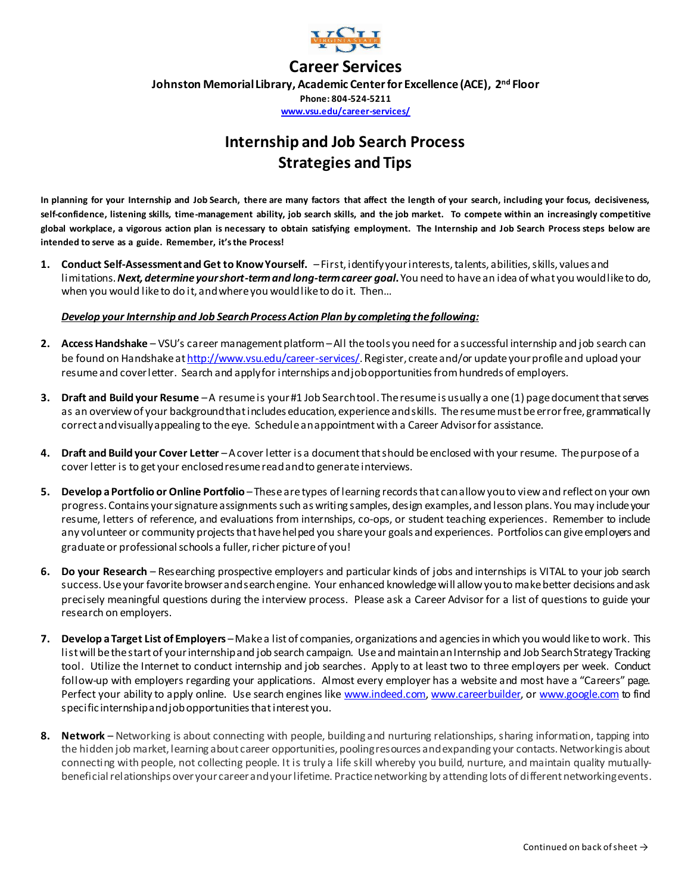# Career Services

**Johnston Memorial Library, Academic Center for Excellence (ACE), 2nd Floor**

**Phone: 804-524-5211**

**www.vsu.edu/career-services/**

## Internship and Job Search Process
## Strategies and Tips

**In planning for your Internship and Job Search, there are many factors that affect the length of your search, including your focus, decisiveness, self-confidence, listening skills, time-management ability, job search skills, and the job market. To compete within an increasingly competitive global workplace, a vigorous action plan is necessary to obtain satisfying employment. The Internship and Job Search Process steps below are intended to serve as a guide. Remember, it's the Process!**

1. **Conduct Self-Assessment and Get to Know Yourself.** – First, identify your interests, talents, abilities, skills, values and limitations. ***Next, determine your short-term and long-term career goal.*** You need to have an idea of what you would like to do, when you would like to do it, and where you would like to do it. Then…

   ***Develop your Internship and Job Search Process Action Plan by completing the following:***

2. **Access Handshake** – VSU's career management platform – All the tools you need for a successful internship and job search can be found on Handshake at http://www.vsu.edu/career-services/. Register, create and/or update your profile and upload your resume and cover letter. Search and apply for internships and job opportunities from hundreds of employers.

3. **Draft and Build your Resume** – A resume is your #1 Job Search tool. The resume is usually a one (1) page document that serves as an overview of your background that includes education, experience and skills. The resume must be error free, grammatically correct and visually appealing to the eye. Schedule an appointment with a Career Advisor for assistance.

4. **Draft and Build your Cover Letter** – A cover letter is a document that should be enclosed with your resume. The purpose of a cover letter is to get your enclosed resume read and to generate interviews.

5. **Develop a Portfolio or Online Portfolio** – These are types of learning records that can allow you to view and reflect on your own progress. Contains your signature assignments such as writing samples, design examples, and lesson plans. You may include your resume, letters of reference, and evaluations from internships, co-ops, or student teaching experiences. Remember to include any volunteer or community projects that have helped you share your goals and experiences. Portfolios can give employers and graduate or professional schools a fuller, richer picture of you!

6. **Do your Research** – Researching prospective employers and particular kinds of jobs and internships is VITAL to your job search success. Use your favorite browser and search engine. Your enhanced knowledge will allow you to make better decisions and ask precisely meaningful questions during the interview process. Please ask a Career Advisor for a list of questions to guide your research on employers.

7. **Develop a Target List of Employers** – Make a list of companies, organizations and agencies in which you would like to work. This list will be the start of your internship and job search campaign. Use and maintain an Internship and Job Search Strategy Tracking tool. Utilize the Internet to conduct internship and job searches. Apply to at least two to three employers per week. Conduct follow-up with employers regarding your applications. Almost every employer has a website and most have a "Careers" page. Perfect your ability to apply online. Use search engines like www.indeed.com, www.careerbuilder, or www.google.com to find specific internship and job opportunities that interest you.

8. **Network** – Networking is about connecting with people, building and nurturing relationships, sharing information, tapping into the hidden job market, learning about career opportunities, pooling resources and expanding your contacts. Networking is about connecting with people, not collecting people. It is truly a life skill whereby you build, nurture, and maintain quality mutually-beneficial relationships over your career and your lifetime. Practice networking by attending lots of different networking events.

Continued on back of sheet →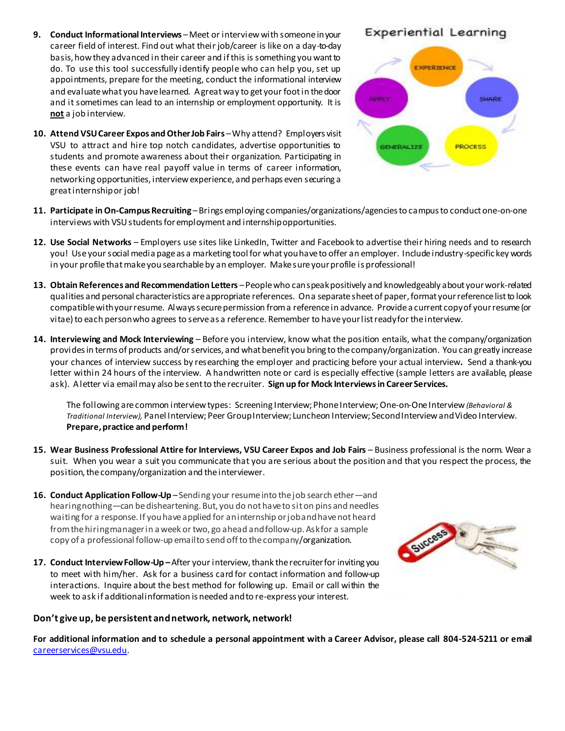9. **Conduct Informational Interviews** – Meet or interview with someone in your career field of interest. Find out what their job/career is like on a day-to-day basis, how they advanced in their career and if this is something you want to do. To use this tool successfully identify people who can help you, set up appointments, prepare for the meeting, conduct the informational interview and evaluate what you have learned. A great way to get your foot in the door and it sometimes can lead to an internship or employment opportunity. It is **not** a job interview.

Experiential Learning

EXPERIENCE

SHARE

PROCESS

GENERALIZE

APPLY

10. **Attend VSU Career Expos and Other Job Fairs** – Why attend? Employers visit VSU to attract and hire top notch candidates, advertise opportunities to students and promote awareness about their organization. Participating in these events can have real payoff value in terms of career information, networking opportunities, interview experience, and perhaps even securing a great internship or job!

11. **Participate in On-Campus Recruiting** – Brings employing companies/organizations/agencies to campus to conduct one-on-one interviews with VSU students for employment and internship opportunities.

12. **Use Social Networks** – Employers use sites like LinkedIn, Twitter and Facebook to advertise their hiring needs and to research you! Use your social media page as a marketing tool for what you have to offer an employer. Include industry-specific key words in your profile that make you searchable by an employer. Make sure your profile is professional!

13. **Obtain References and Recommendation Letters** – People who can speak positively and knowledgeably about your work-related qualities and personal characteristics are appropriate references. On a separate sheet of paper, format your reference list to look compatible with your resume. Always secure permission from a reference in advance. Provide a current copy of your resume (or vitae) to each person who agrees to serve as a reference. Remember to have your list ready for the interview.

14. **Interviewing and Mock Interviewing** – Before you interview, know what the position entails, what the company/organization provides in terms of products and/or services, and what benefit you bring to the company/organization. You can greatly increase your chances of interview success by researching the employer and practicing before your actual interview. Send a thank-you letter within 24 hours of the interview. A handwritten note or card is especially effective (sample letters are available, please ask). A letter via email may also be sent to the recruiter. **Sign up for Mock Interviews in Career Services.**

    The following are common interview types: Screening Interview; Phone Interview; One-on-One Interview *(Behavioral & Traditional Interview),* Panel Interview; Peer Group Interview; Luncheon Interview; Second Interview and Video Interview. **Prepare, practice and perform!**

15. **Wear Business Professional Attire for Interviews, VSU Career Expos and Job Fairs** – Business professional is the norm. Wear a suit. When you wear a suit you communicate that you are serious about the position and that you respect the process, the position, the company/organization and the interviewer.

16. **Conduct Application Follow-Up** – Sending your resume into the job search ether—and hearing nothing—can be disheartening. But, you do not have to sit on pins and needles waiting for a response. If you have applied for an internship or job and have not heard from the hiring manager in a week or two, go ahead and follow-up. Ask for a sample copy of a professional follow-up email to send off to the company/organization.

17. **Conduct Interview Follow-Up** – After your interview, thank the recruiter for inviting you to meet with him/her. Ask for a business card for contact information and follow-up interactions. Inquire about the best method for following up. Email or call within the week to ask if additional information is needed and to re-express your interest.

Success

**Don't give up, be persistent and network, network, network!**

**For additional information and to schedule a personal appointment with a Career Advisor, please call 804-524-5211 or email** careerservices@vsu.edu.